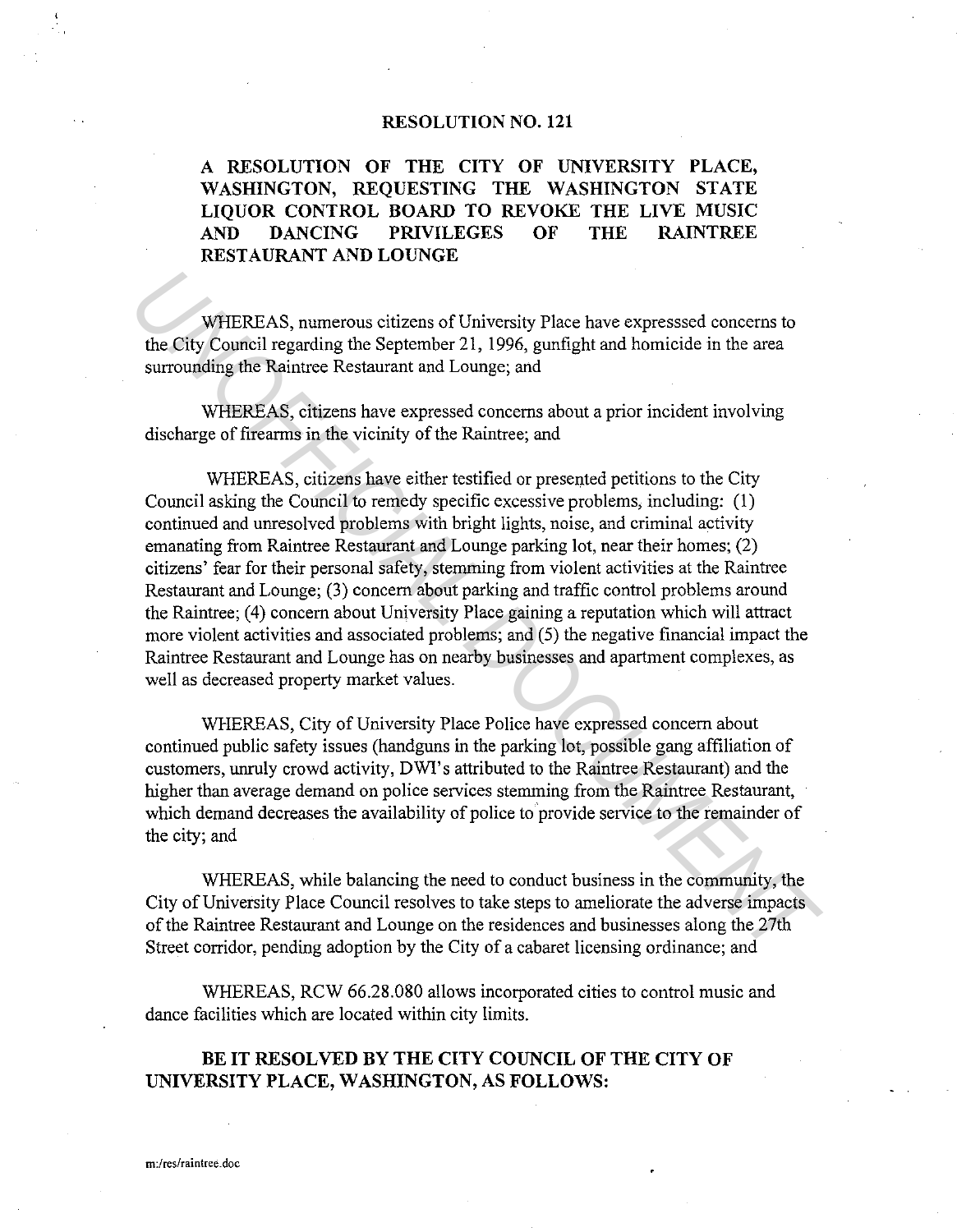# RESOLUTION NO. 121

## A RESOLUTION OF THE CITY OF UNIVERSITY PLACE, WASHINGTON, REQUESTING THE WASHINGTON STATE LIQUOR CONTROL BOARD TO REVOKE THE LIVE MUSIC AND DANCING PRIVILEGES OF THE RAINTREE RESTAURANT AND LOUNGE

WHEREAS, numerous citizens of University Place have expresssed concerns to the City Council regarding the September 21, 1996, gunfight and homicide in the area surrounding the Raintree Restaurant and Lounge; and

WHEREAS, citizens have expressed concerns about a prior incident involving discharge of firearms in the vicinity of the Raintree; and

WHEREAS, citizens have either testified or presented petitions to the City Council asking the Council to remedy specific excessive problems, including: (1) continued and unresolved problems with bright lights, noise, and criminal activity emanating from Raintree Restaurant and Lounge parking lot, near their homes; (2) citizens' fear for their personal safety, stemming from violent activities at the Raintree Restaurant and Lounge; (3) concern about parking and traffic control problems around the Raintree; (4) concern about University Place gaining a reputation which will attract more violent activities and associated problems; and (5) the negative financial impact the Raintree Restaurant and Lounge has on nearby businesses and apartment complexes, as well as decreased property market values.

WHEREAS, City of University Place Police have expressed concern about continued public safety issues (handguns in the parking lot, possible gang affiliation of customers, unruly crowd activity, DWI's attributed to the Raintree Restaurant) and the higher than average demand on police services stemming from the Raintree Restaurant, which demand decreases the availability of police to provide service to the remainder of the city; and

WHEREAS, while balancing the need to conduct business in the community, the City of University Place Council resolves to take steps to ameliorate the adverse impacts of the Raintree Restaurant and Lounge on the residences and businesses along the 27th Street corridor, pending adoption by the City of a cabaret licensing ordinance; and

WHEREAS, RCW 66.28.080 allows incorporated cities to control music and dance facilities which are located within city limits.

**BE IT RESOLVED BY THE CITY COUNCIL OF THE CITY OF UNIVERSITY PLACE, WASHINGTON, AS FOLLOWS:**

m:/res/raintree.doc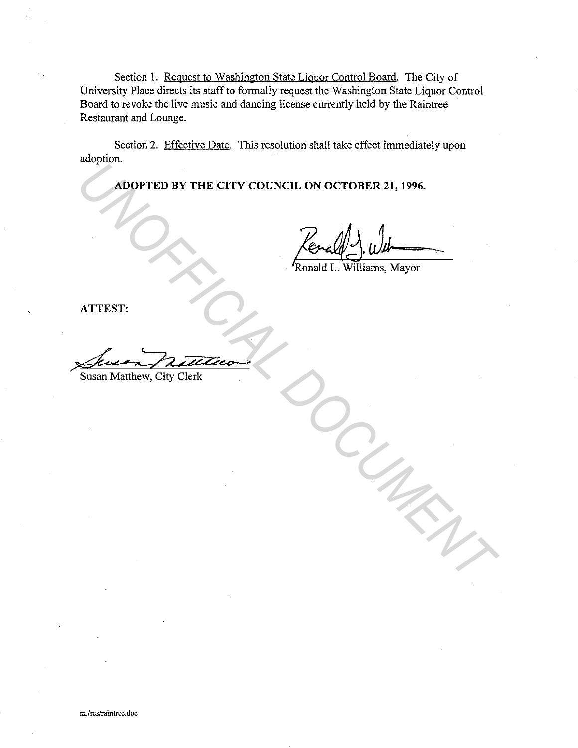Section 1. Request to Washington State Liquor Control Board. The City of University Place directs its staff to formally request the Washington State Liquor Control Board to revoke the live music and dancing license currently held by the Raintree Restaurant and Lounge.

Section 2. Effective Date. This resolution shall take effect immediately upon adoption.

**ADOPTED BY THE CITY COUNCIL ON OCTOBER 21, 1996.**

Ronald L. Williams, Mayor

**ATTEST:**

Susan Matthew, City Clerk

m:/res/raintree.doc